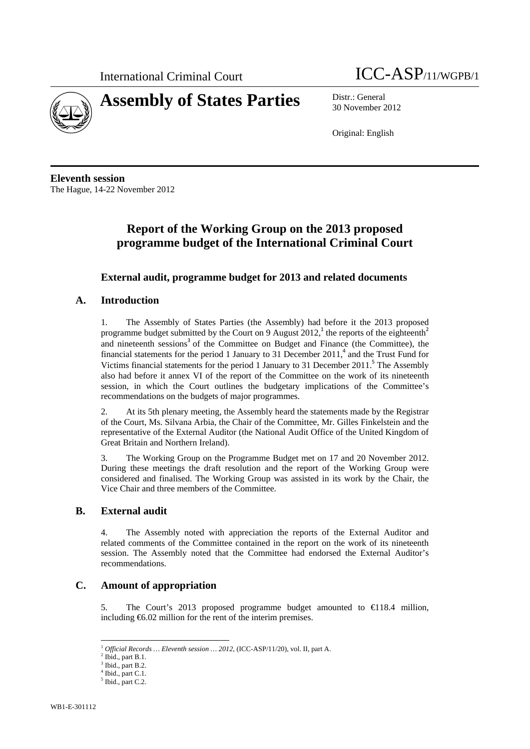International Criminal Court ICC-ASP/11/WGPB/1

# Assembly of States Parties

Distr.: General
30 November 2012

Original: English

**Eleventh session**
The Hague, 14-22 November 2012

## Report of the Working Group on the 2013 proposed programme budget of the International Criminal Court

### External audit, programme budget for 2013 and related documents

### A. Introduction

1. The Assembly of States Parties (the Assembly) had before it the 2013 proposed programme budget submitted by the Court on 9 August 2012,[1] the reports of the eighteenth[2] and nineteenth sessions[3] of the Committee on Budget and Finance (the Committee), the financial statements for the period 1 January to 31 December 2011,[4] and the Trust Fund for Victims financial statements for the period 1 January to 31 December 2011.[5] The Assembly also had before it annex VI of the report of the Committee on the work of its nineteenth session, in which the Court outlines the budgetary implications of the Committee's recommendations on the budgets of major programmes.

2. At its 5th plenary meeting, the Assembly heard the statements made by the Registrar of the Court, Ms. Silvana Arbia, the Chair of the Committee, Mr. Gilles Finkelstein and the representative of the External Auditor (the National Audit Office of the United Kingdom of Great Britain and Northern Ireland).

3. The Working Group on the Programme Budget met on 17 and 20 November 2012. During these meetings the draft resolution and the report of the Working Group were considered and finalised. The Working Group was assisted in its work by the Chair, the Vice Chair and three members of the Committee.

### B. External audit

4. The Assembly noted with appreciation the reports of the External Auditor and related comments of the Committee contained in the report on the work of its nineteenth session. The Assembly noted that the Committee had endorsed the External Auditor's recommendations.

### C. Amount of appropriation

5. The Court's 2013 proposed programme budget amounted to €118.4 million, including €6.02 million for the rent of the interim premises.

---

[1] *Official Records … Eleventh session … 2012*, (ICC-ASP/11/20), vol. II, part A.
[2] Ibid., part B.1.
[3] Ibid., part B.2.
[4] Ibid., part C.1.
[5] Ibid., part C.2.

WB1-E-301112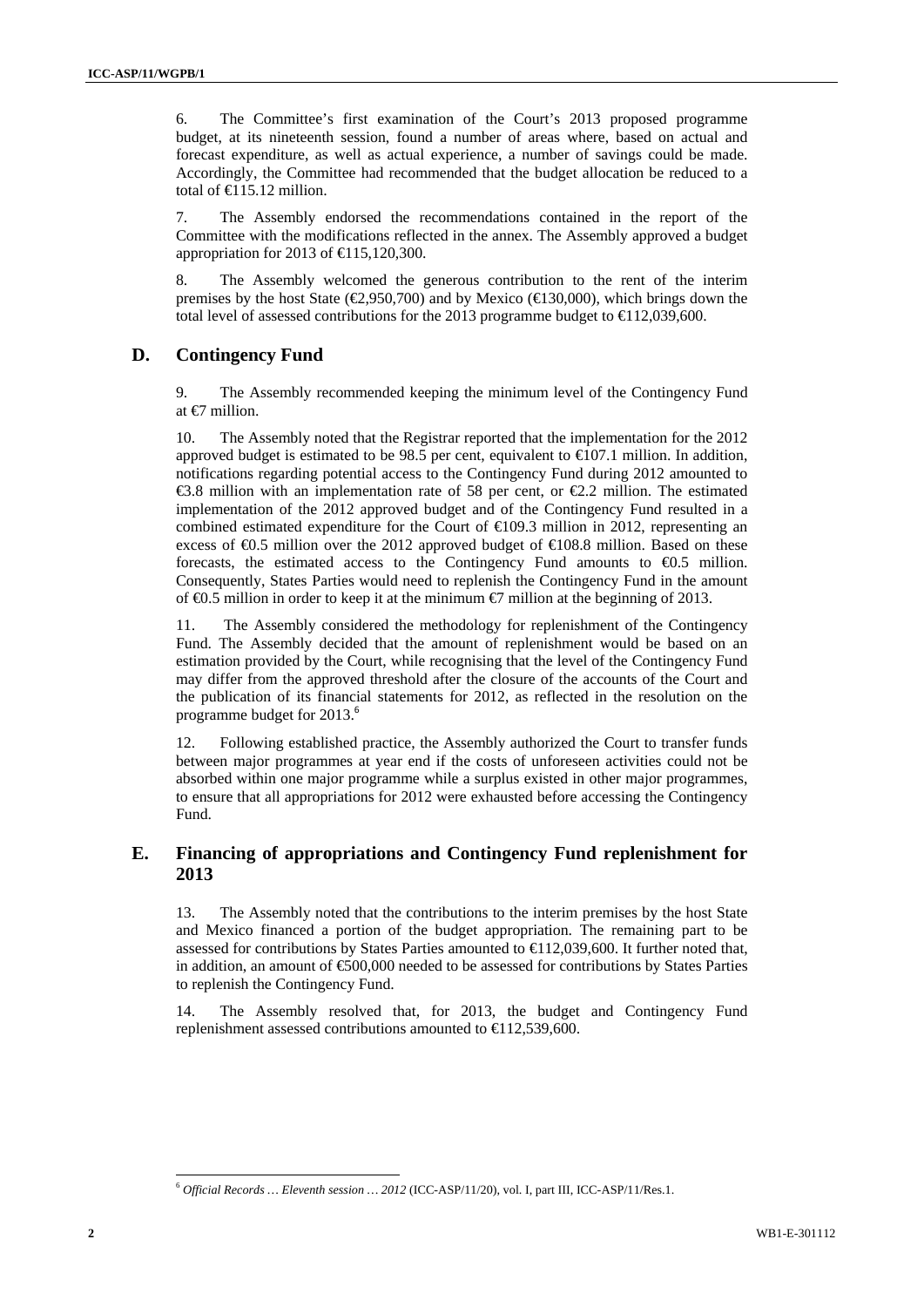6. The Committee's first examination of the Court's 2013 proposed programme budget, at its nineteenth session, found a number of areas where, based on actual and forecast expenditure, as well as actual experience, a number of savings could be made. Accordingly, the Committee had recommended that the budget allocation be reduced to a total of €115.12 million.

7. The Assembly endorsed the recommendations contained in the report of the Committee with the modifications reflected in the annex. The Assembly approved a budget appropriation for 2013 of €115,120,300.

8. The Assembly welcomed the generous contribution to the rent of the interim premises by the host State (€2,950,700) and by Mexico (€130,000), which brings down the total level of assessed contributions for the 2013 programme budget to €112,039,600.

## D. Contingency Fund

9. The Assembly recommended keeping the minimum level of the Contingency Fund at €7 million.

10. The Assembly noted that the Registrar reported that the implementation for the 2012 approved budget is estimated to be 98.5 per cent, equivalent to €107.1 million. In addition, notifications regarding potential access to the Contingency Fund during 2012 amounted to €3.8 million with an implementation rate of 58 per cent, or €2.2 million. The estimated implementation of the 2012 approved budget and of the Contingency Fund resulted in a combined estimated expenditure for the Court of €109.3 million in 2012, representing an excess of €0.5 million over the 2012 approved budget of €108.8 million. Based on these forecasts, the estimated access to the Contingency Fund amounts to €0.5 million. Consequently, States Parties would need to replenish the Contingency Fund in the amount of €0.5 million in order to keep it at the minimum €7 million at the beginning of 2013.

11. The Assembly considered the methodology for replenishment of the Contingency Fund. The Assembly decided that the amount of replenishment would be based on an estimation provided by the Court, while recognising that the level of the Contingency Fund may differ from the approved threshold after the closure of the accounts of the Court and the publication of its financial statements for 2012, as reflected in the resolution on the programme budget for 2013.[6]

12. Following established practice, the Assembly authorized the Court to transfer funds between major programmes at year end if the costs of unforeseen activities could not be absorbed within one major programme while a surplus existed in other major programmes, to ensure that all appropriations for 2012 were exhausted before accessing the Contingency Fund.

## E. Financing of appropriations and Contingency Fund replenishment for 2013

13. The Assembly noted that the contributions to the interim premises by the host State and Mexico financed a portion of the budget appropriation. The remaining part to be assessed for contributions by States Parties amounted to €112,039,600. It further noted that, in addition, an amount of €500,000 needed to be assessed for contributions by States Parties to replenish the Contingency Fund.

14. The Assembly resolved that, for 2013, the budget and Contingency Fund replenishment assessed contributions amounted to €112,539,600.

---

[6] *Official Records … Eleventh session … 2012* (ICC-ASP/11/20), vol. I, part III, ICC-ASP/11/Res.1.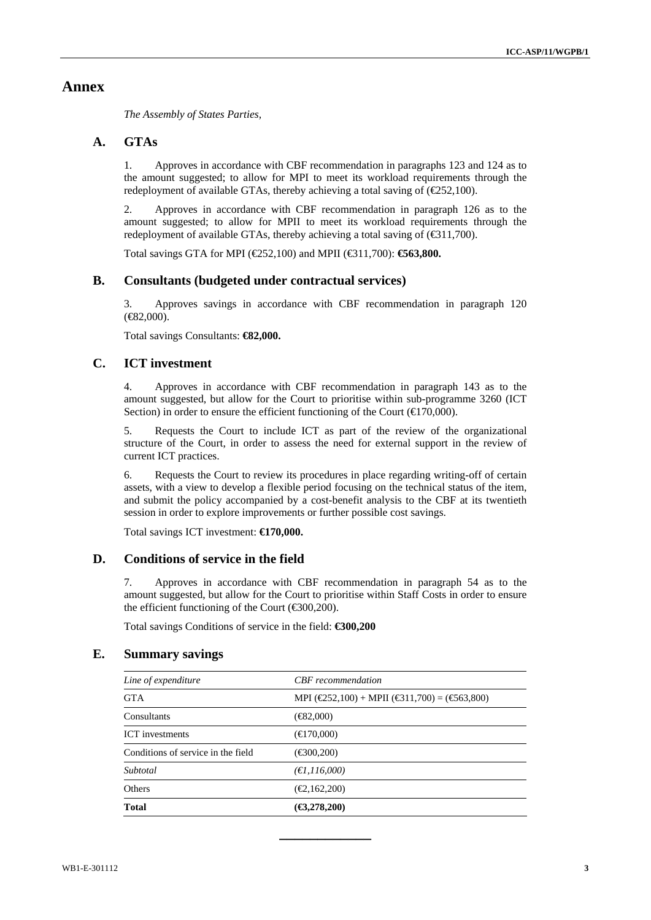# Annex

*The Assembly of States Parties,*

## A. GTAs

1. Approves in accordance with CBF recommendation in paragraphs 123 and 124 as to the amount suggested; to allow for MPI to meet its workload requirements through the redeployment of available GTAs, thereby achieving a total saving of (€252,100).

2. Approves in accordance with CBF recommendation in paragraph 126 as to the amount suggested; to allow for MPII to meet its workload requirements through the redeployment of available GTAs, thereby achieving a total saving of (€311,700).

Total savings GTA for MPI (€252,100) and MPII (€311,700): **€563,800.**

## B. Consultants (budgeted under contractual services)

3. Approves savings in accordance with CBF recommendation in paragraph 120 (€82,000).

Total savings Consultants: **€82,000.**

## C. ICT investment

4. Approves in accordance with CBF recommendation in paragraph 143 as to the amount suggested, but allow for the Court to prioritise within sub-programme 3260 (ICT Section) in order to ensure the efficient functioning of the Court (€170,000).

5. Requests the Court to include ICT as part of the review of the organizational structure of the Court, in order to assess the need for external support in the review of current ICT practices.

6. Requests the Court to review its procedures in place regarding writing-off of certain assets, with a view to develop a flexible period focusing on the technical status of the item, and submit the policy accompanied by a cost-benefit analysis to the CBF at its twentieth session in order to explore improvements or further possible cost savings.

Total savings ICT investment: **€170,000.**

## D. Conditions of service in the field

7. Approves in accordance with CBF recommendation in paragraph 54 as to the amount suggested, but allow for the Court to prioritise within Staff Costs in order to ensure the efficient functioning of the Court (€300,200).

Total savings Conditions of service in the field: **€300,200**

## E. Summary savings

| *Line of expenditure* | *CBF recommendation* |
|---|---|
| GTA | MPI (€252,100) + MPII (€311,700) = (€563,800) |
| Consultants | (€82,000) |
| ICT investments | (€170,000) |
| Conditions of service in the field | (€300,200) |
| *Subtotal* | *(€1,116,000)* |
| Others | (€2,162,200) |
| **Total** | **(€3,278,200)** |